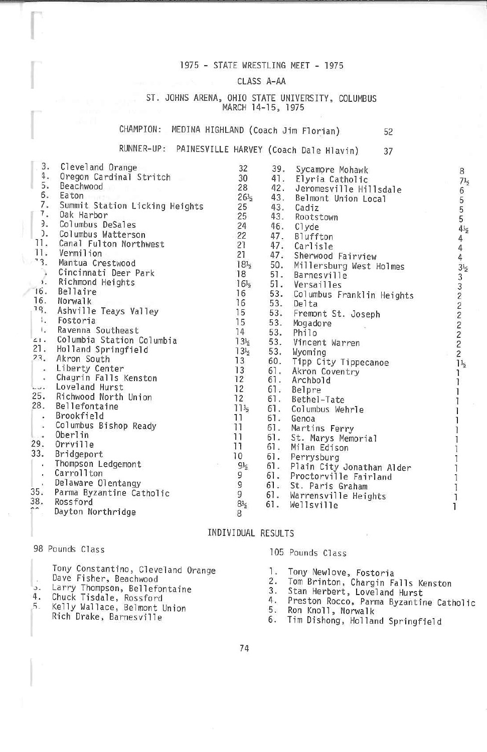# 1975 - STATE WRESTLING MEET - 1975

## CLASS A-AA

ST. JOHNS ARENA, OHIO STATE UNIVERSITY, COLUMBUS
MARCH 14-15, 1975

CHAMPION: MEDINA HIGHLAND (Coach Jim Florian) 52

RUNNER-UP: PAINESVILLE HARVEY (Coach Dale Hlavin) 37

| Place | School | Points |
|---|---|---|
| 3. | Cleveland Orange | 32 |
| 4. | Oregon Cardinal Stritch | 30 |
| 5. | Beachwood | 28 |
| 6. | Eaton | 26½ |
| 7. | Summit Station Licking Heights | 25 |
| 7. | Oak Harbor | 25 |
| 9. | Columbus DeSales | 24 |
| 10. | Columbus Watterson | 22 |
| 11. | Canal Fulton Northwest | 21 |
| 11. | Vermilion | 21 |
| 13. | Mantua Crestwood | 18½ |
| | Cincinnati Deer Park | 18 |
| | Richmond Heights | 16½ |
| 16. | Bellaire | 16 |
| 16. | Norwalk | 16 |
| 18. | Ashville Teays Valley | 15 |
| | Fostoria | 15 |
| | Ravenna Southeast | 14 |
| 21. | Columbia Station Columbia | 13½ |
| 21. | Holland Springfield | 13½ |
| 23. | Akron South | 13 |
| | Liberty Center | 13 |
| | Chagrin Falls Kenston | 12 |
| | Loveland Hurst | 12 |
| 25. | Richwood North Union | 12 |
| 28. | Bellefontaine | 11½ |
| | Brookfield | 11 |
| | Columbus Bishop Ready | 11 |
| | Oberlin | 11 |
| 29. | Orrville | 11 |
| 33. | Bridgeport | 10 |
| | Thompson Ledgemont | 9½ |
| | Carrollton | 9 |
| | Delaware Olentangy | 9 |
| 35. | Parma Byzantine Catholic | 9 |
| 38. | Rossford | 8½ |
| | Dayton Northridge | 8 |
| 39. | Sycamore Mohawk | 8 |
| 41. | Elyria Catholic | 7½ |
| 42. | Jeromesville Hillsdale | 6 |
| 43. | Belmont Union Local | 5 |
| 43. | Cadiz | 5 |
| 43. | Rootstown | 5 |
| 46. | Clyde | 4½ |
| 47. | Bluffton | 4 |
| 47. | Carlisle | 4 |
| 47. | Sherwood Fairview | 4 |
| 50. | Millersburg West Holmes | 3½ |
| 51. | Barnesville | 3 |
| 51. | Versailles | 3 |
| 53. | Columbus Franklin Heights | 2 |
| 53. | Delta | 2 |
| 53. | Fremont St. Joseph | 2 |
| 53. | Mogadore | 2 |
| 53. | Philo | 2 |
| 53. | Vincent Warren | 2 |
| 53. | Wyoming | 2 |
| 60. | Tipp City Tippecanoe | 1½ |
| 61. | Akron Coventry | 1 |
| 61. | Archbold | 1 |
| 61. | Belpre | 1 |
| 61. | Bethel-Tate | 1 |
| 61. | Columbus Wehrle | 1 |
| 61. | Genoa | 1 |
| 61. | Martins Ferry | 1 |
| 61. | St. Marys Memorial | 1 |
| 61. | Milan Edison | 1 |
| 61. | Perrysburg | 1 |
| 61. | Plain City Jonathan Alder | 1 |
| 61. | Proctorville Fairland | 1 |
| 61. | St. Paris Graham | 1 |
| 61. | Warrensville Heights | 1 |
| 61. | Wellsville | 1 |

## INDIVIDUAL RESULTS

### 98 Pounds Class

1. Tony Constantino, Cleveland Orange
2. Dave Fisher, Beachwood
3. Larry Thompson, Bellefontaine
4. Chuck Tisdale, Rossford
5. Kelly Wallace, Belmont Union
6. Rich Drake, Barnesville

### 105 Pounds Class

1. Tony Newlove, Fostoria
2. Tom Brinton, Chargin Falls Kenston
3. Stan Herbert, Loveland Hurst
4. Preston Rocco, Parma Byzantine Catholic
5. Ron Knoll, Norwalk
6. Tim Dishong, Holland Springfield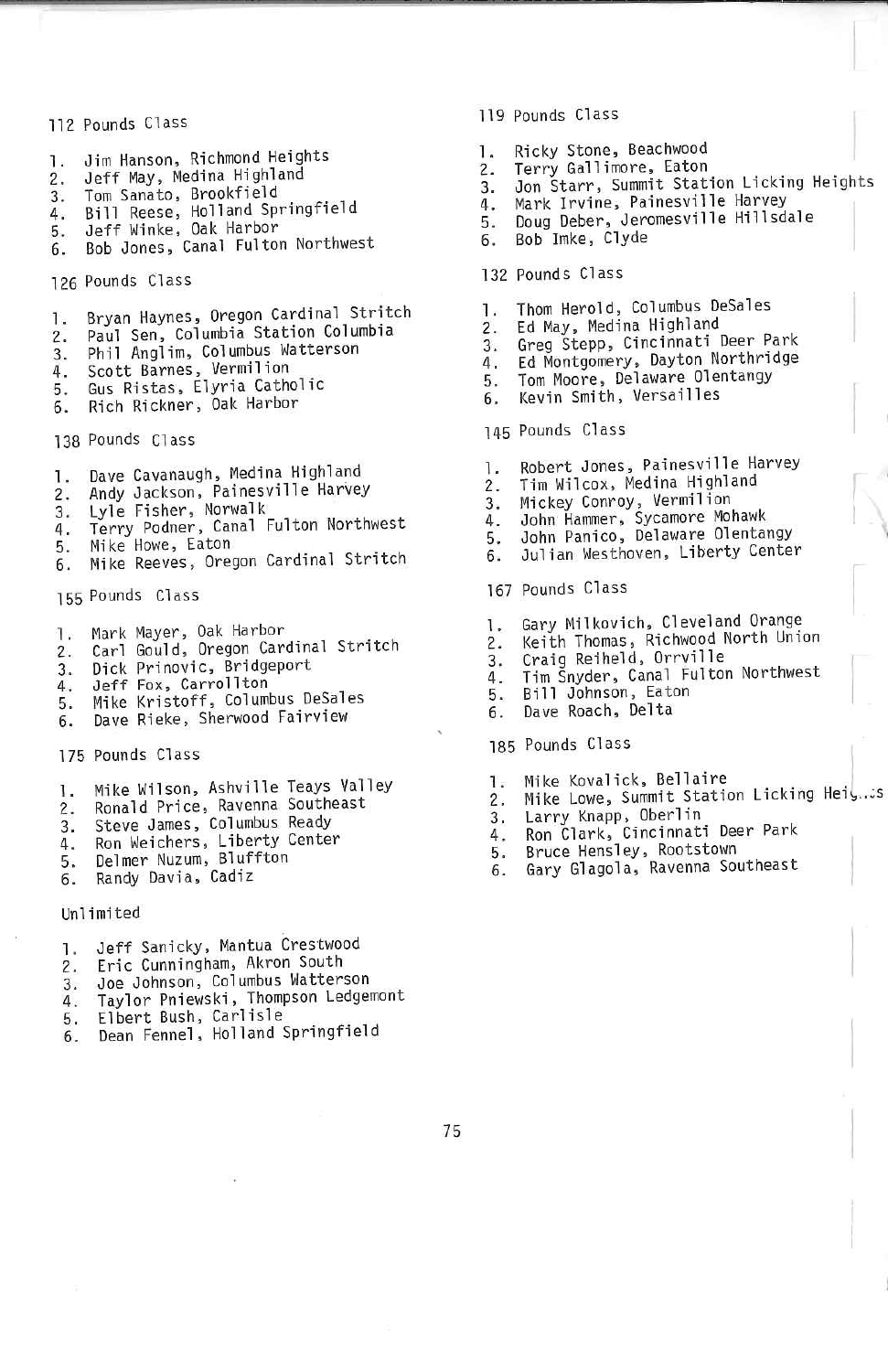## 112 Pounds Class

1. Jim Hanson, Richmond Heights
2. Jeff May, Medina Highland
3. Tom Sanato, Brookfield
4. Bill Reese, Holland Springfield
5. Jeff Winke, Oak Harbor
6. Bob Jones, Canal Fulton Northwest

## 126 Pounds Class

1. Bryan Haynes, Oregon Cardinal Stritch
2. Paul Sen, Columbia Station Columbia
3. Phil Anglim, Columbus Watterson
4. Scott Barnes, Vermilion
5. Gus Ristas, Elyria Catholic
6. Rich Rickner, Oak Harbor

## 138 Pounds Class

1. Dave Cavanaugh, Medina Highland
2. Andy Jackson, Painesville Harvey
3. Lyle Fisher, Norwalk
4. Terry Podner, Canal Fulton Northwest
5. Mike Howe, Eaton
6. Mike Reeves, Oregon Cardinal Stritch

## 155 Pounds Class

1. Mark Mayer, Oak Harbor
2. Carl Gould, Oregon Cardinal Stritch
3. Dick Prinovic, Bridgeport
4. Jeff Fox, Carrollton
5. Mike Kristoff, Columbus DeSales
6. Dave Rieke, Sherwood Fairview

## 175 Pounds Class

1. Mike Wilson, Ashville Teays Valley
2. Ronald Price, Ravenna Southeast
3. Steve James, Columbus Ready
4. Ron Weichers, Liberty Center
5. Delmer Nuzum, Bluffton
6. Randy Davia, Cadiz

## Unlimited

1. Jeff Sanicky, Mantua Crestwood
2. Eric Cunningham, Akron South
3. Joe Johnson, Columbus Watterson
4. Taylor Pniewski, Thompson Ledgemont
5. Elbert Bush, Carlisle
6. Dean Fennel, Holland Springfield

## 119 Pounds Class

1. Ricky Stone, Beachwood
2. Terry Gallimore, Eaton
3. Jon Starr, Summit Station Licking Heights
4. Mark Irvine, Painesville Harvey
5. Doug Deber, Jeromesville Hillsdale
6. Bob Imke, Clyde

## 132 Pounds Class

1. Thom Herold, Columbus DeSales
2. Ed May, Medina Highland
3. Greg Stepp, Cincinnati Deer Park
4. Ed Montgomery, Dayton Northridge
5. Tom Moore, Delaware Olentangy
6. Kevin Smith, Versailles

## 145 Pounds Class

1. Robert Jones, Painesville Harvey
2. Tim Wilcox, Medina Highland
3. Mickey Conroy, Vermilion
4. John Hammer, Sycamore Mohawk
5. John Panico, Delaware Olentangy
6. Julian Westhoven, Liberty Center

## 167 Pounds Class

1. Gary Milkovich, Cleveland Orange
2. Keith Thomas, Richwood North Union
3. Craig Reiheld, Orrville
4. Tim Snyder, Canal Fulton Northwest
5. Bill Johnson, Eaton
6. Dave Roach, Delta

## 185 Pounds Class

1. Mike Kovalick, Bellaire
2. Mike Lowe, Summit Station Licking Heights
3. Larry Knapp, Oberlin
4. Ron Clark, Cincinnati Deer Park
5. Bruce Hensley, Rootstown
6. Gary Glagola, Ravenna Southeast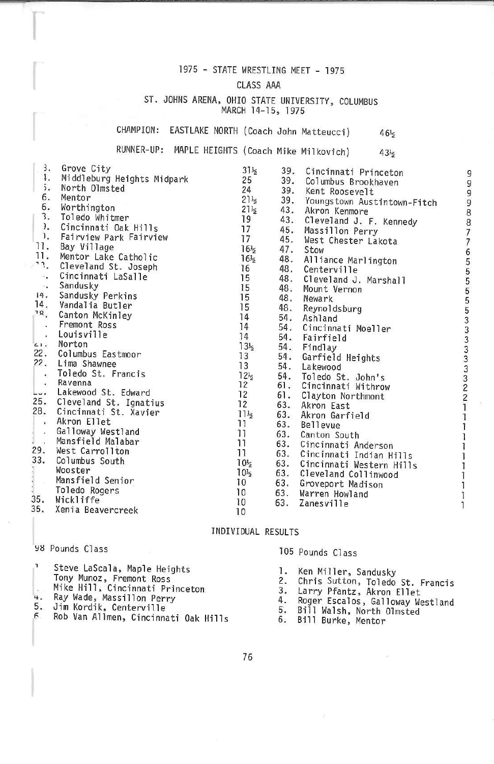# 1975 - STATE WRESTLING MEET - 1975

## CLASS AAA

ST. JOHNS ARENA, OHIO STATE UNIVERSITY, COLUMBUS
MARCH 14-15, 1975

CHAMPION: EASTLAKE NORTH (Coach John Matteucci) 46½

RUNNER-UP: MAPLE HEIGHTS (Coach Mike Milkovich) 43½

| Place | School | Points |
|---|---|---|
| 3. | Grove City | 31½ |
| 4. | Middleburg Heights Midpark | 25 |
| 5. | North Olmsted | 24 |
| 6. | Mentor | 21½ |
| 6. | Worthington | 21½ |
| 8. | Toledo Whitmer | 19 |
| 9. | Cincinnati Oak Hills | 17 |
| 9. | Fairview Park Fairview | 17 |
| 11. | Bay Village | 16½ |
| 11. | Mentor Lake Catholic | 16½ |
| 13. | Cleveland St. Joseph | 16 |
| 14. | Cincinnati LaSalle | 15 |
| 14. | Sandusky | 15 |
| 14. | Sandusky Perkins | 15 |
| 14. | Vandalia Butler | 15 |
| 18. | Canton McKinley | 14 |
| 18. | Fremont Ross | 14 |
| 18. | Louisville | 14 |
| 21. | Norton | 13½ |
| 22. | Columbus Eastmoor | 13 |
| 22. | Lima Shawnee | 13 |
| 24. | Toledo St. Francis | 12½ |
| 25. | Ravenna | 12 |
| 25. | Lakewood St. Edward | 12 |
| 25. | Cleveland St. Ignatius | 12 |
| 28. | Cincinnati St. Xavier | 11½ |
| 29. | Akron Ellet | 11 |
| 29. | Galloway Westland | 11 |
| 29. | Mansfield Malabar | 11 |
| 29. | West Carrollton | 11 |
| 33. | Columbus South | 10½ |
| 33. | Wooster | 10½ |
| 35. | Mansfield Senior | 10 |
| 35. | Toledo Rogers | 10 |
| 35. | Wickliffe | 10 |
| 35. | Xenia Beavercreek | 10 |
| 39. | Cincinnati Princeton | 9 |
| 39. | Columbus Brookhaven | 9 |
| 39. | Kent Roosevelt | 9 |
| 39. | Youngstown Austintown-Fitch | 9 |
| 43. | Akron Kenmore | 8 |
| 43. | Cleveland J. F. Kennedy | 8 |
| 45. | Massillon Perry | 7 |
| 45. | West Chester Lakota | 7 |
| 47. | Stow | 6 |
| 48. | Alliance Marlington | 5 |
| 48. | Centerville | 5 |
| 48. | Cleveland J. Marshall | 5 |
| 48. | Mount Vernon | 5 |
| 48. | Newark | 5 |
| 48. | Reynoldsburg | 5 |
| 54. | Ashland | 3 |
| 54. | Cincinnati Moeller | 3 |
| 54. | Fairfield | 3 |
| 54. | Findlay | 3 |
| 54. | Garfield Heights | 3 |
| 54. | Lakewood | 3 |
| 54. | Toledo St. John's | 3 |
| 61. | Cincinnati Withrow | 2 |
| 61. | Clayton Northmont | 2 |
| 63. | Akron East | 1 |
| 63. | Akron Garfield | 1 |
| 63. | Bellevue | 1 |
| 63. | Canton South | 1 |
| 63. | Cincinnati Anderson | 1 |
| 63. | Cincinnati Indian Hills | 1 |
| 63. | Cincinnati Western Hills | 1 |
| 63. | Cleveland Collinwood | 1 |
| 63. | Groveport Madison | 1 |
| 63. | Warren Howland | 1 |
| 63. | Zanesville | 1 |

## INDIVIDUAL RESULTS

### 98 Pounds Class

1. Steve LaScala, Maple Heights
2. Tony Munoz, Fremont Ross
3. Mike Hill, Cincinnati Princeton
4. Ray Wade, Massillon Perry
5. Jim Kordik, Centerville
6. Rob Van Allmen, Cincinnati Oak Hills

### 105 Pounds Class

1. Ken Miller, Sandusky
2. Chris Sutton, Toledo St. Francis
3. Larry Pfantz, Akron Ellet
4. Roger Escalos, Galloway Westland
5. Bill Walsh, North Olmsted
6. Bill Burke, Mentor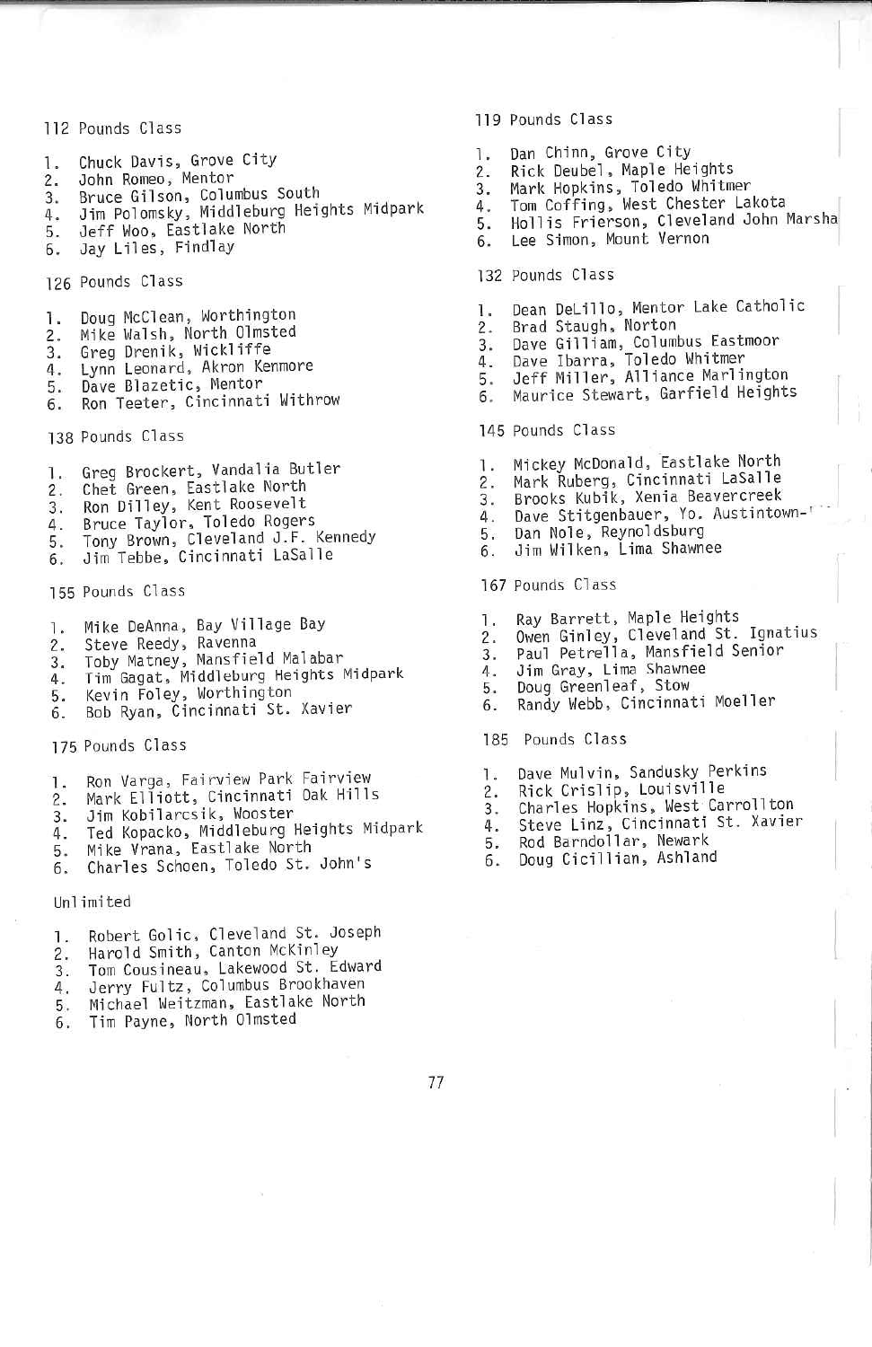## 112 Pounds Class

1. Chuck Davis, Grove City
2. John Romeo, Mentor
3. Bruce Gilson, Columbus South
4. Jim Polomsky, Middleburg Heights Midpark
5. Jeff Woo, Eastlake North
6. Jay Liles, Findlay

## 119 Pounds Class

1. Dan Chinn, Grove City
2. Rick Deubel, Maple Heights
3. Mark Hopkins, Toledo Whitmer
4. Tom Coffing, West Chester Lakota
5. Hollis Frierson, Cleveland John Marsha
6. Lee Simon, Mount Vernon

## 126 Pounds Class

1. Doug McClean, Worthington
2. Mike Walsh, North Olmsted
3. Greg Drenik, Wickliffe
4. Lynn Leonard, Akron Kenmore
5. Dave Blazetic, Mentor
6. Ron Teeter, Cincinnati Withrow

## 132 Pounds Class

1. Dean DeLillo, Mentor Lake Catholic
2. Brad Staugh, Norton
3. Dave Gilliam, Columbus Eastmoor
4. Dave Ibarra, Toledo Whitmer
5. Jeff Miller, Alliance Marlington
6. Maurice Stewart, Garfield Heights

## 138 Pounds Class

1. Greg Brockert, Vandalia Butler
2. Chet Green, Eastlake North
3. Ron Dilley, Kent Roosevelt
4. Bruce Taylor, Toledo Rogers
5. Tony Brown, Cleveland J.F. Kennedy
6. Jim Tebbe, Cincinnati LaSalle

## 145 Pounds Class

1. Mickey McDonald, Eastlake North
2. Mark Ruberg, Cincinnati LaSalle
3. Brooks Kubik, Xenia Beavercreek
4. Dave Stitgenbauer, Yo. Austintown-
5. Dan Nole, Reynoldsburg
6. Jim Wilken, Lima Shawnee

## 155 Pounds Class

1. Mike DeAnna, Bay Village Bay
2. Steve Reedy, Ravenna
3. Toby Matney, Mansfield Malabar
4. Tim Gagat, Middleburg Heights Midpark
5. Kevin Foley, Worthington
6. Bob Ryan, Cincinnati St. Xavier

## 167 Pounds Class

1. Ray Barrett, Maple Heights
2. Owen Ginley, Cleveland St. Ignatius
3. Paul Petrella, Mansfield Senior
4. Jim Gray, Lima Shawnee
5. Doug Greenleaf, Stow
6. Randy Webb, Cincinnati Moeller

## 175 Pounds Class

1. Ron Varga, Fairview Park Fairview
2. Mark Elliott, Cincinnati Oak Hills
3. Jim Kobilarcsik, Wooster
4. Ted Kopacko, Middleburg Heights Midpark
5. Mike Vrana, Eastlake North
6. Charles Schoen, Toledo St. John's

## 185 Pounds Class

1. Dave Mulvin, Sandusky Perkins
2. Rick Crislip, Louisville
3. Charles Hopkins, West Carrollton
4. Steve Linz, Cincinnati St. Xavier
5. Rod Barndollar, Newark
6. Doug Cicillian, Ashland

## Unlimited

1. Robert Golic, Cleveland St. Joseph
2. Harold Smith, Canton McKinley
3. Tom Cousineau, Lakewood St. Edward
4. Jerry Fultz, Columbus Brookhaven
5. Michael Weitzman, Eastlake North
6. Tim Payne, North Olmsted